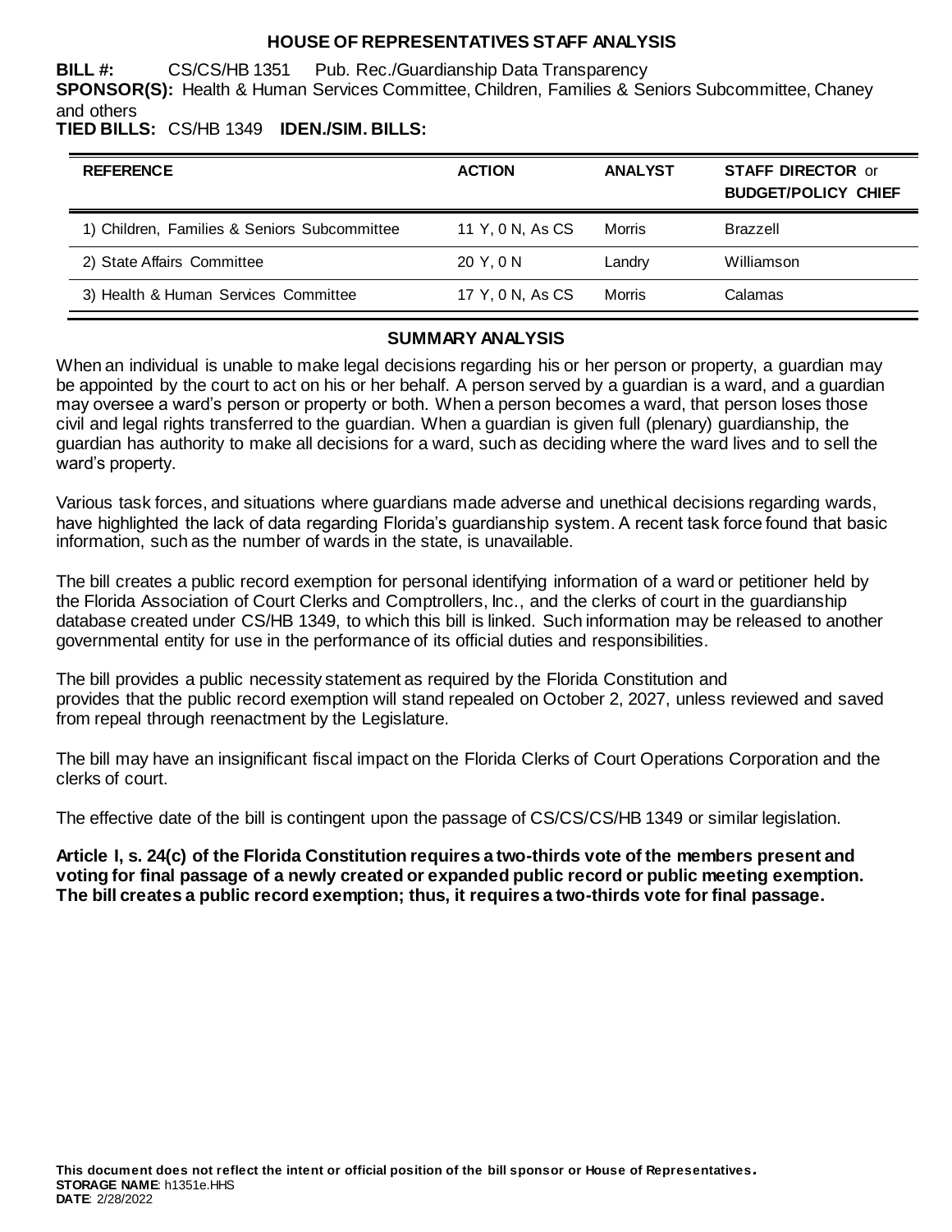# HOUSE OF REPRESENTATIVES STAFF ANALYSIS

**BILL #:** CS/CS/HB 1351 Pub. Rec./Guardianship Data Transparency

**SPONSOR(S):** Health & Human Services Committee, Children, Families & Seniors Subcommittee, Chaney and others

**TIED BILLS:** CS/HB 1349 **IDEN./SIM. BILLS:**

| REFERENCE | ACTION | ANALYST | STAFF DIRECTOR or BUDGET/POLICY CHIEF |
|---|---|---|---|
| 1) Children, Families & Seniors Subcommittee | 11 Y, 0 N, As CS | Morris | Brazzell |
| 2) State Affairs Committee | 20 Y, 0 N | Landry | Williamson |
| 3) Health & Human Services Committee | 17 Y, 0 N, As CS | Morris | Calamas |

## SUMMARY ANALYSIS

When an individual is unable to make legal decisions regarding his or her person or property, a guardian may be appointed by the court to act on his or her behalf. A person served by a guardian is a ward, and a guardian may oversee a ward's person or property or both. When a person becomes a ward, that person loses those civil and legal rights transferred to the guardian. When a guardian is given full (plenary) guardianship, the guardian has authority to make all decisions for a ward, such as deciding where the ward lives and to sell the ward's property.

Various task forces, and situations where guardians made adverse and unethical decisions regarding wards, have highlighted the lack of data regarding Florida's guardianship system. A recent task force found that basic information, such as the number of wards in the state, is unavailable.

The bill creates a public record exemption for personal identifying information of a ward or petitioner held by the Florida Association of Court Clerks and Comptrollers, Inc., and the clerks of court in the guardianship database created under CS/HB 1349, to which this bill is linked. Such information may be released to another governmental entity for use in the performance of its official duties and responsibilities.

The bill provides a public necessity statement as required by the Florida Constitution and provides that the public record exemption will stand repealed on October 2, 2027, unless reviewed and saved from repeal through reenactment by the Legislature.

The bill may have an insignificant fiscal impact on the Florida Clerks of Court Operations Corporation and the clerks of court.

The effective date of the bill is contingent upon the passage of CS/CS/CS/HB 1349 or similar legislation.

**Article I, s. 24(c) of the Florida Constitution requires a two-thirds vote of the members present and voting for final passage of a newly created or expanded public record or public meeting exemption. The bill creates a public record exemption; thus, it requires a two-thirds vote for final passage.**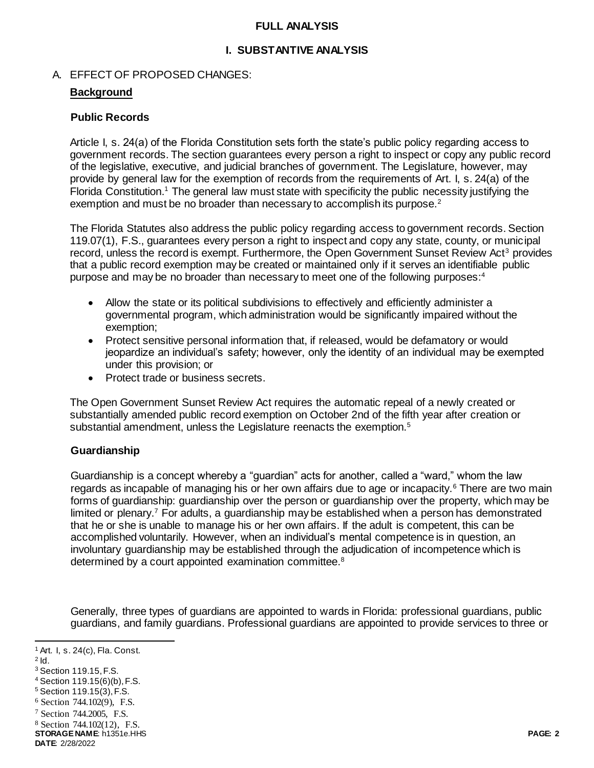# FULL ANALYSIS

## I. SUBSTANTIVE ANALYSIS

A. EFFECT OF PROPOSED CHANGES:

**Background**

### Public Records

Article I, s. 24(a) of the Florida Constitution sets forth the state's public policy regarding access to government records. The section guarantees every person a right to inspect or copy any public record of the legislative, executive, and judicial branches of government. The Legislature, however, may provide by general law for the exemption of records from the requirements of Art. I, s. 24(a) of the Florida Constitution.[1] The general law must state with specificity the public necessity justifying the exemption and must be no broader than necessary to accomplish its purpose.[2]

The Florida Statutes also address the public policy regarding access to government records. Section 119.07(1), F.S., guarantees every person a right to inspect and copy any state, county, or municipal record, unless the record is exempt. Furthermore, the Open Government Sunset Review Act[3] provides that a public record exemption may be created or maintained only if it serves an identifiable public purpose and may be no broader than necessary to meet one of the following purposes:[4]

- Allow the state or its political subdivisions to effectively and efficiently administer a governmental program, which administration would be significantly impaired without the exemption;
- Protect sensitive personal information that, if released, would be defamatory or would jeopardize an individual's safety; however, only the identity of an individual may be exempted under this provision; or
- Protect trade or business secrets.

The Open Government Sunset Review Act requires the automatic repeal of a newly created or substantially amended public record exemption on October 2nd of the fifth year after creation or substantial amendment, unless the Legislature reenacts the exemption.[5]

### Guardianship

Guardianship is a concept whereby a "guardian" acts for another, called a "ward," whom the law regards as incapable of managing his or her own affairs due to age or incapacity.[6] There are two main forms of guardianship: guardianship over the person or guardianship over the property, which may be limited or plenary.[7] For adults, a guardianship may be established when a person has demonstrated that he or she is unable to manage his or her own affairs. If the adult is competent, this can be accomplished voluntarily. However, when an individual's mental competence is in question, an involuntary guardianship may be established through the adjudication of incompetence which is determined by a court appointed examination committee.[8]

Generally, three types of guardians are appointed to wards in Florida: professional guardians, public guardians, and family guardians. Professional guardians are appointed to provide services to three or

---

[1] Art. I, s. 24(c), Fla. Const.
[2] Id.
[3] Section 119.15, F.S.
[4] Section 119.15(6)(b), F.S.
[5] Section 119.15(3), F.S.
[6] Section 744.102(9), F.S.
[7] Section 744.2005, F.S.
[8] Section 744.102(12), F.S.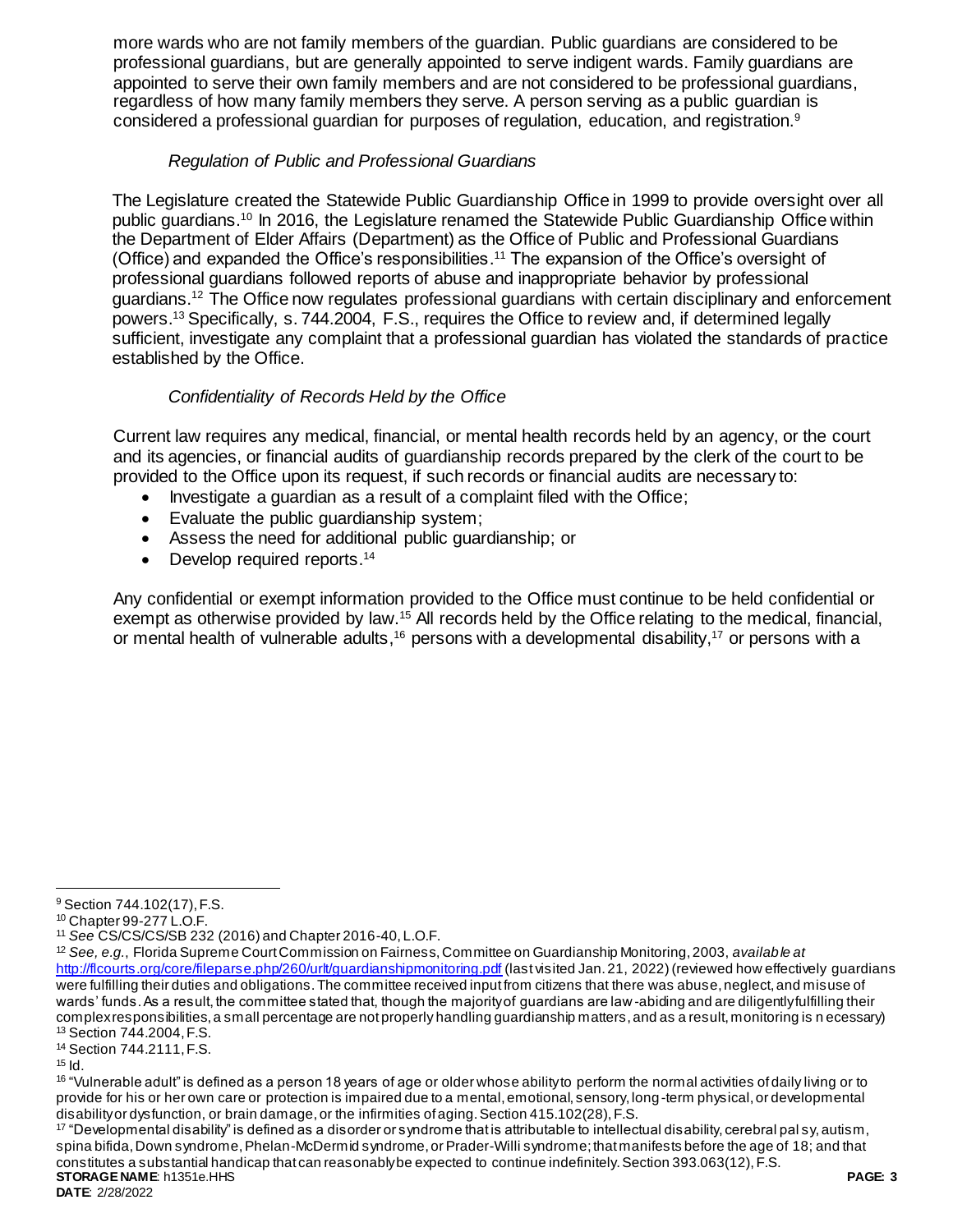more wards who are not family members of the guardian. Public guardians are considered to be professional guardians, but are generally appointed to serve indigent wards. Family guardians are appointed to serve their own family members and are not considered to be professional guardians, regardless of how many family members they serve. A person serving as a public guardian is considered a professional guardian for purposes of regulation, education, and registration.[9]

*Regulation of Public and Professional Guardians*

The Legislature created the Statewide Public Guardianship Office in 1999 to provide oversight over all public guardians.[10] In 2016, the Legislature renamed the Statewide Public Guardianship Office within the Department of Elder Affairs (Department) as the Office of Public and Professional Guardians (Office) and expanded the Office's responsibilities.[11] The expansion of the Office's oversight of professional guardians followed reports of abuse and inappropriate behavior by professional guardians.[12] The Office now regulates professional guardians with certain disciplinary and enforcement powers.[13] Specifically, s. 744.2004, F.S., requires the Office to review and, if determined legally sufficient, investigate any complaint that a professional guardian has violated the standards of practice established by the Office.

*Confidentiality of Records Held by the Office*

Current law requires any medical, financial, or mental health records held by an agency, or the court and its agencies, or financial audits of guardianship records prepared by the clerk of the court to be provided to the Office upon its request, if such records or financial audits are necessary to:

- Investigate a guardian as a result of a complaint filed with the Office;
- Evaluate the public guardianship system;
- Assess the need for additional public guardianship; or
- Develop required reports.[14]

Any confidential or exempt information provided to the Office must continue to be held confidential or exempt as otherwise provided by law.[15] All records held by the Office relating to the medical, financial, or mental health of vulnerable adults,[16] persons with a developmental disability,[17] or persons with a

---

[9] Section 744.102(17), F.S.

[10] Chapter 99-277 L.O.F.

[11] *See* CS/CS/CS/SB 232 (2016) and Chapter 2016-40, L.O.F.

[12] *See, e.g.,* Florida Supreme Court Commission on Fairness, Committee on Guardianship Monitoring, 2003, *available at* http://flcourts.org/core/fileparse.php/260/urlt/guardianshipmonitoring.pdf (last visited Jan. 21, 2022) (reviewed how effectively guardians were fulfilling their duties and obligations. The committee received input from citizens that there was abuse, neglect, and misuse of wards' funds. As a result, the committee stated that, though the majority of guardians are law-abiding and are diligently fulfilling their complex responsibilities, a small percentage are not properly handling guardianship matters, and as a result, monitoring is necessary)

[13] Section 744.2004, F.S.

[14] Section 744.2111, F.S.

[15] Id.

[16] "Vulnerable adult" is defined as a person 18 years of age or older whose ability to perform the normal activities of daily living or to provide for his or her own care or protection is impaired due to a mental, emotional, sensory, long-term physical, or developmental disability or dysfunction, or brain damage, or the infirmities of aging. Section 415.102(28), F.S.

[17] "Developmental disability" is defined as a disorder or syndrome that is attributable to intellectual disability, cerebral palsy, autism, spina bifida, Down syndrome, Phelan-McDermid syndrome, or Prader-Willi syndrome; that manifests before the age of 18; and that constitutes a substantial handicap that can reasonably be expected to continue indefinitely. Section 393.063(12), F.S.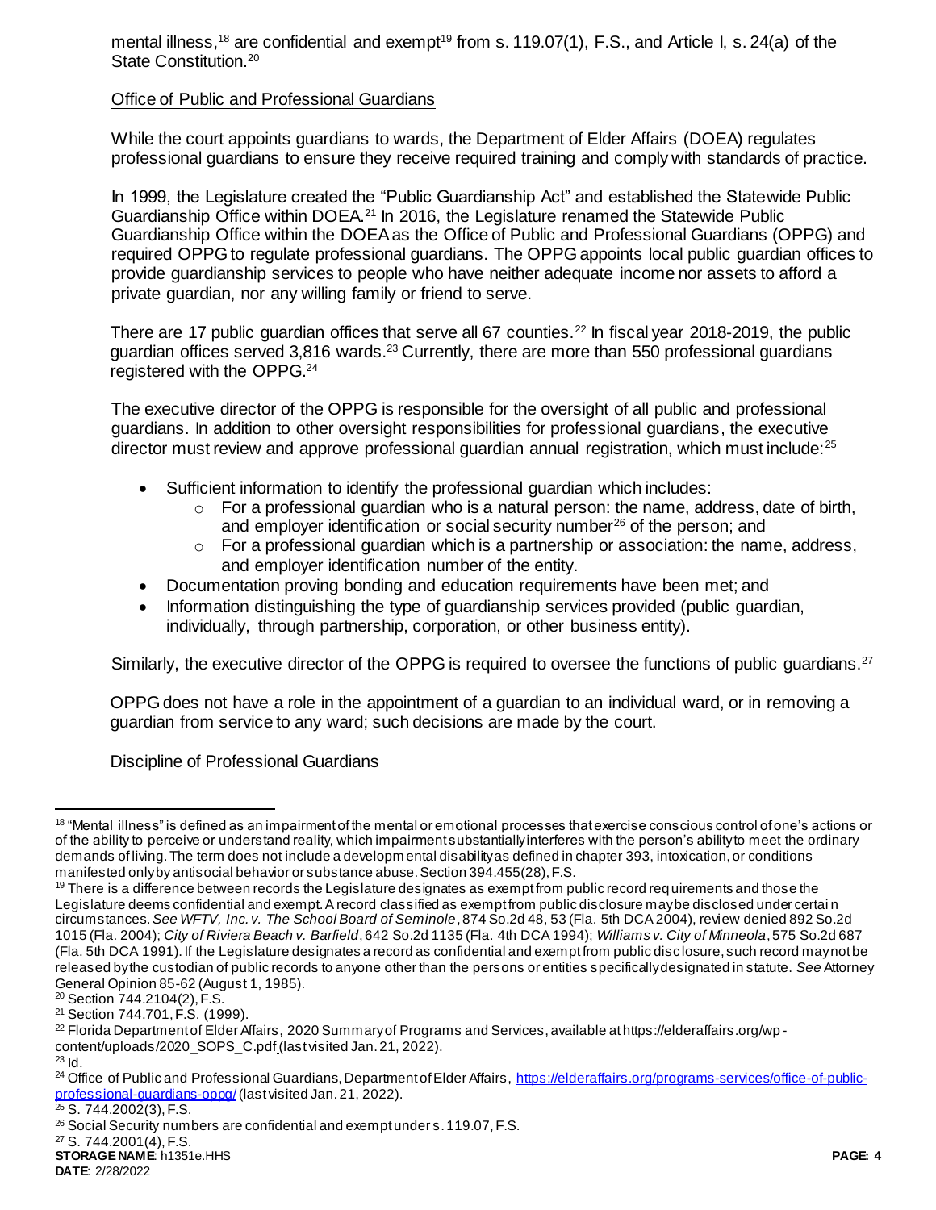mental illness,[18] are confidential and exempt[19] from s. 119.07(1), F.S., and Article I, s. 24(a) of the State Constitution.[20]

Office of Public and Professional Guardians

While the court appoints guardians to wards, the Department of Elder Affairs (DOEA) regulates professional guardians to ensure they receive required training and comply with standards of practice.

In 1999, the Legislature created the "Public Guardianship Act" and established the Statewide Public Guardianship Office within DOEA.[21] In 2016, the Legislature renamed the Statewide Public Guardianship Office within the DOEA as the Office of Public and Professional Guardians (OPPG) and required OPPG to regulate professional guardians. The OPPG appoints local public guardian offices to provide guardianship services to people who have neither adequate income nor assets to afford a private guardian, nor any willing family or friend to serve.

There are 17 public guardian offices that serve all 67 counties.[22] In fiscal year 2018-2019, the public guardian offices served 3,816 wards.[23] Currently, there are more than 550 professional guardians registered with the OPPG.[24]

The executive director of the OPPG is responsible for the oversight of all public and professional guardians. In addition to other oversight responsibilities for professional guardians, the executive director must review and approve professional guardian annual registration, which must include:[25]

- Sufficient information to identify the professional guardian which includes:
  - For a professional guardian who is a natural person: the name, address, date of birth, and employer identification or social security number[26] of the person; and
  - For a professional guardian which is a partnership or association: the name, address, and employer identification number of the entity.
- Documentation proving bonding and education requirements have been met; and
- Information distinguishing the type of guardianship services provided (public guardian, individually, through partnership, corporation, or other business entity).

Similarly, the executive director of the OPPG is required to oversee the functions of public guardians.[27]

OPPG does not have a role in the appointment of a guardian to an individual ward, or in removing a guardian from service to any ward; such decisions are made by the court.

Discipline of Professional Guardians

---

[18] "Mental illness" is defined as an impairment of the mental or emotional processes that exercise conscious control of one's actions or of the ability to perceive or understand reality, which impairment substantially interferes with the person's ability to meet the ordinary demands of living. The term does not include a developmental disability as defined in chapter 393, intoxication, or conditions manifested only by antisocial behavior or substance abuse. Section 394.455(28), F.S.

[19] There is a difference between records the Legislature designates as exempt from public record requirements and those the Legislature deems confidential and exempt. A record classified as exempt from public disclosure may be disclosed under certain circumstances. *See WFTV, Inc. v. The School Board of Seminole*, 874 So.2d 48, 53 (Fla. 5th DCA 2004), review denied 892 So.2d 1015 (Fla. 2004); *City of Riviera Beach v. Barfield*, 642 So.2d 1135 (Fla. 4th DCA 1994); *Williams v. City of Minneola*, 575 So.2d 687 (Fla. 5th DCA 1991). If the Legislature designates a record as confidential and exempt from public disclosure, such record may not be released by the custodian of public records to anyone other than the persons or entities specifically designated in statute. *See* Attorney General Opinion 85-62 (August 1, 1985).

[20] Section 744.2104(2), F.S.

[21] Section 744.701, F.S. (1999).

[22] Florida Department of Elder Affairs, 2020 Summary of Programs and Services, available at https://elderaffairs.org/wp-content/uploads/2020_SOPS_C.pdf (last visited Jan. 21, 2022).

[23] Id.

[24] Office of Public and Professional Guardians, Department of Elder Affairs, https://elderaffairs.org/programs-services/office-of-public-professional-guardians-oppg/ (last visited Jan. 21, 2022).

[25] S. 744.2002(3), F.S.

[26] Social Security numbers are confidential and exempt under s. 119.07, F.S.

[27] S. 744.2001(4), F.S.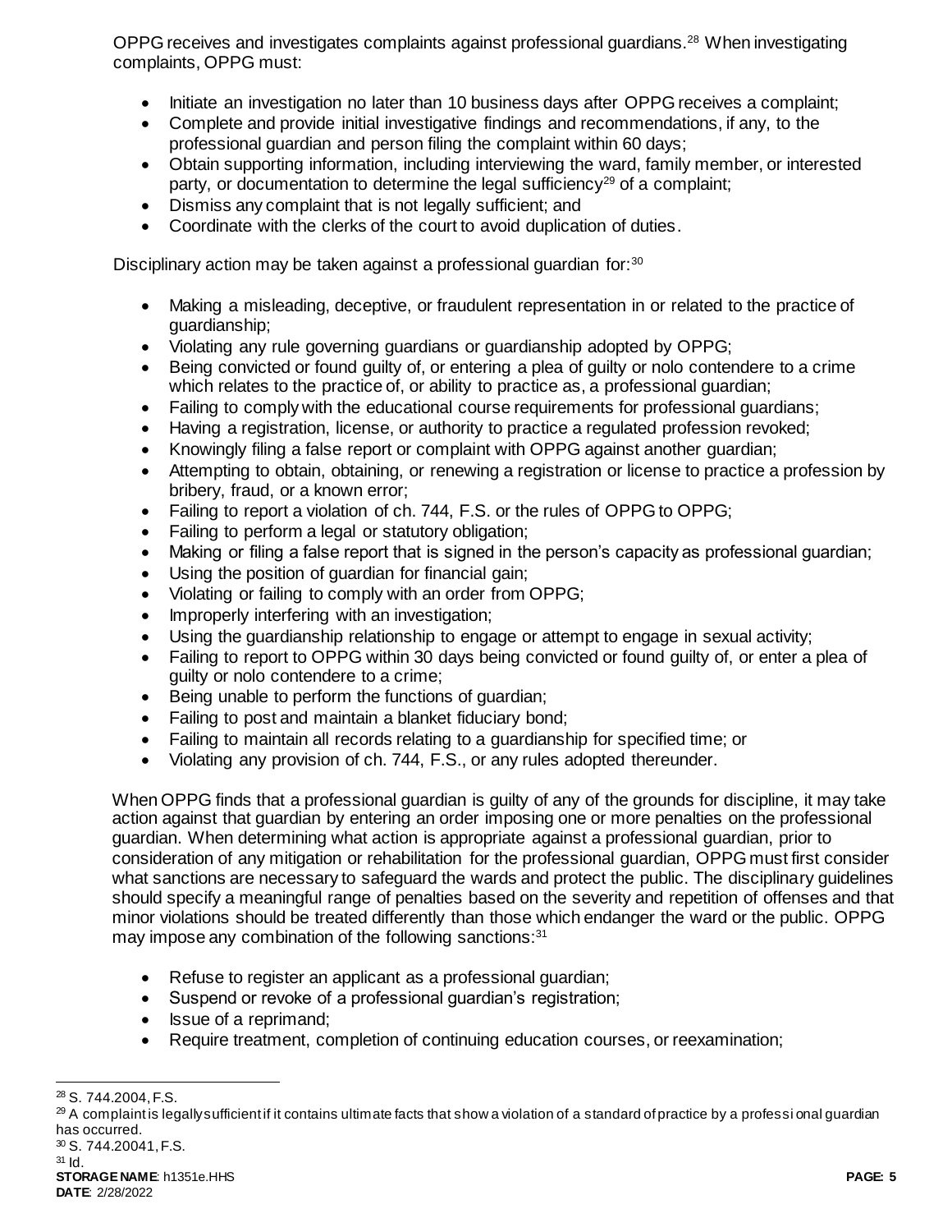OPPG receives and investigates complaints against professional guardians.[28] When investigating complaints, OPPG must:

- Initiate an investigation no later than 10 business days after OPPG receives a complaint;
- Complete and provide initial investigative findings and recommendations, if any, to the professional guardian and person filing the complaint within 60 days;
- Obtain supporting information, including interviewing the ward, family member, or interested party, or documentation to determine the legal sufficiency[29] of a complaint;
- Dismiss any complaint that is not legally sufficient; and
- Coordinate with the clerks of the court to avoid duplication of duties.

Disciplinary action may be taken against a professional guardian for:[30]

- Making a misleading, deceptive, or fraudulent representation in or related to the practice of guardianship;
- Violating any rule governing guardians or guardianship adopted by OPPG;
- Being convicted or found guilty of, or entering a plea of guilty or nolo contendere to a crime which relates to the practice of, or ability to practice as, a professional guardian;
- Failing to comply with the educational course requirements for professional guardians;
- Having a registration, license, or authority to practice a regulated profession revoked;
- Knowingly filing a false report or complaint with OPPG against another guardian;
- Attempting to obtain, obtaining, or renewing a registration or license to practice a profession by bribery, fraud, or a known error;
- Failing to report a violation of ch. 744, F.S. or the rules of OPPG to OPPG;
- Failing to perform a legal or statutory obligation;
- Making or filing a false report that is signed in the person's capacity as professional guardian;
- Using the position of guardian for financial gain;
- Violating or failing to comply with an order from OPPG;
- Improperly interfering with an investigation;
- Using the guardianship relationship to engage or attempt to engage in sexual activity;
- Failing to report to OPPG within 30 days being convicted or found guilty of, or enter a plea of guilty or nolo contendere to a crime;
- Being unable to perform the functions of guardian;
- Failing to post and maintain a blanket fiduciary bond;
- Failing to maintain all records relating to a guardianship for specified time; or
- Violating any provision of ch. 744, F.S., or any rules adopted thereunder.

When OPPG finds that a professional guardian is guilty of any of the grounds for discipline, it may take action against that guardian by entering an order imposing one or more penalties on the professional guardian. When determining what action is appropriate against a professional guardian, prior to consideration of any mitigation or rehabilitation for the professional guardian, OPPG must first consider what sanctions are necessary to safeguard the wards and protect the public. The disciplinary guidelines should specify a meaningful range of penalties based on the severity and repetition of offenses and that minor violations should be treated differently than those which endanger the ward or the public. OPPG may impose any combination of the following sanctions:[31]

- Refuse to register an applicant as a professional guardian;
- Suspend or revoke of a professional guardian's registration;
- Issue of a reprimand;
- Require treatment, completion of continuing education courses, or reexamination;

---

[28] S. 744.2004, F.S.

[29] A complaint is legally sufficient if it contains ultimate facts that show a violation of a standard of practice by a professional guardian has occurred.

[30] S. 744.20041, F.S.

[31] Id.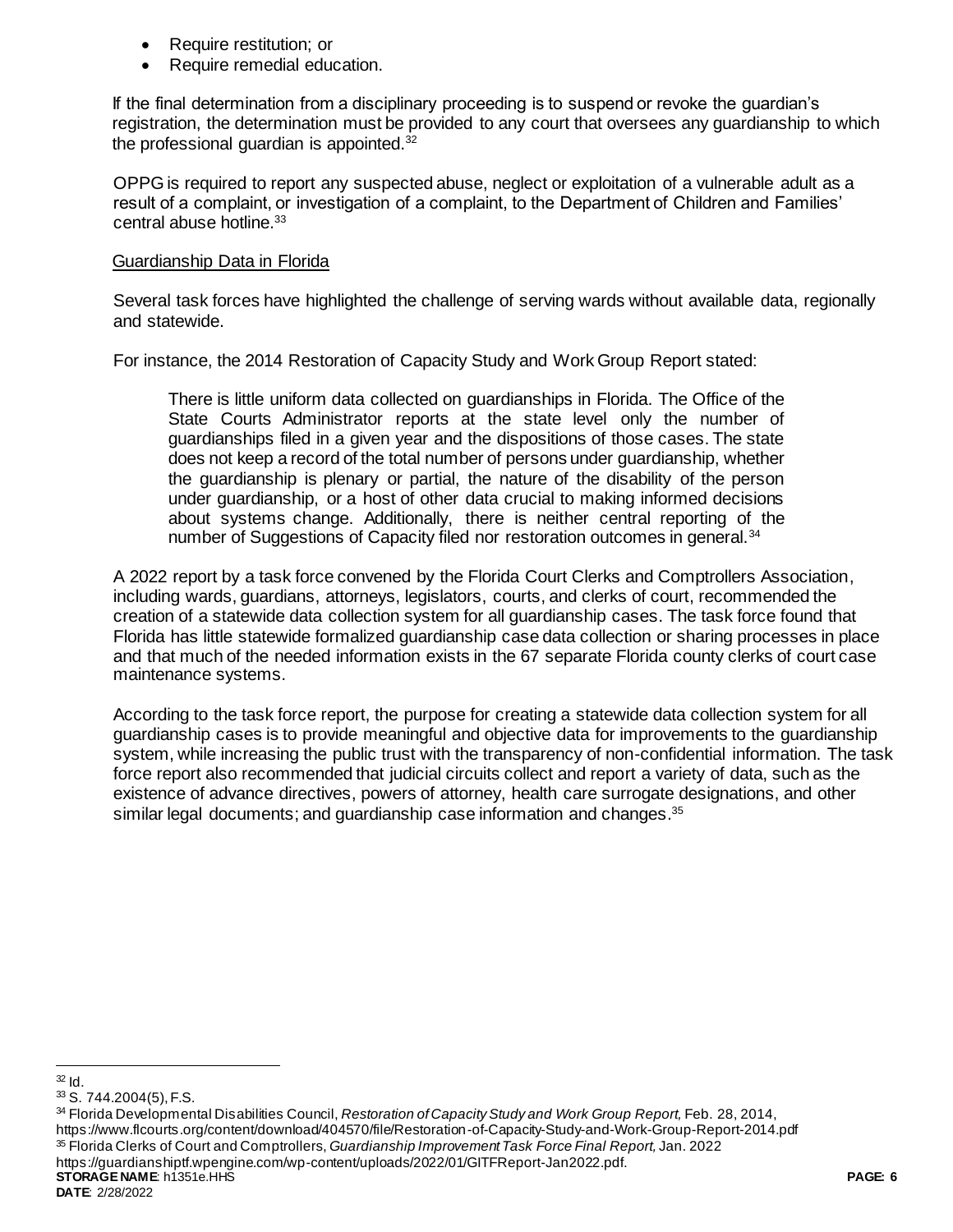- Require restitution; or
- Require remedial education.

If the final determination from a disciplinary proceeding is to suspend or revoke the guardian's registration, the determination must be provided to any court that oversees any guardianship to which the professional guardian is appointed.[32]

OPPG is required to report any suspected abuse, neglect or exploitation of a vulnerable adult as a result of a complaint, or investigation of a complaint, to the Department of Children and Families' central abuse hotline.[33]

Guardianship Data in Florida

Several task forces have highlighted the challenge of serving wards without available data, regionally and statewide.

For instance, the 2014 Restoration of Capacity Study and Work Group Report stated:

> There is little uniform data collected on guardianships in Florida. The Office of the State Courts Administrator reports at the state level only the number of guardianships filed in a given year and the dispositions of those cases. The state does not keep a record of the total number of persons under guardianship, whether the guardianship is plenary or partial, the nature of the disability of the person under guardianship, or a host of other data crucial to making informed decisions about systems change. Additionally, there is neither central reporting of the number of Suggestions of Capacity filed nor restoration outcomes in general.[34]

A 2022 report by a task force convened by the Florida Court Clerks and Comptrollers Association, including wards, guardians, attorneys, legislators, courts, and clerks of court, recommended the creation of a statewide data collection system for all guardianship cases. The task force found that Florida has little statewide formalized guardianship case data collection or sharing processes in place and that much of the needed information exists in the 67 separate Florida county clerks of court case maintenance systems.

According to the task force report, the purpose for creating a statewide data collection system for all guardianship cases is to provide meaningful and objective data for improvements to the guardianship system, while increasing the public trust with the transparency of non-confidential information. The task force report also recommended that judicial circuits collect and report a variety of data, such as the existence of advance directives, powers of attorney, health care surrogate designations, and other similar legal documents; and guardianship case information and changes.[35]

---

[32] Id.

[33] S. 744.2004(5), F.S.

[34] Florida Developmental Disabilities Council, *Restoration of Capacity Study and Work Group Report,* Feb. 28, 2014, https://www.flcourts.org/content/download/404570/file/Restoration-of-Capacity-Study-and-Work-Group-Report-2014.pdf

[35] Florida Clerks of Court and Comptrollers, *Guardianship Improvement Task Force Final Report,* Jan. 2022 https://guardianshiptf.wpengine.com/wp-content/uploads/2022/01/GITFReport-Jan2022.pdf.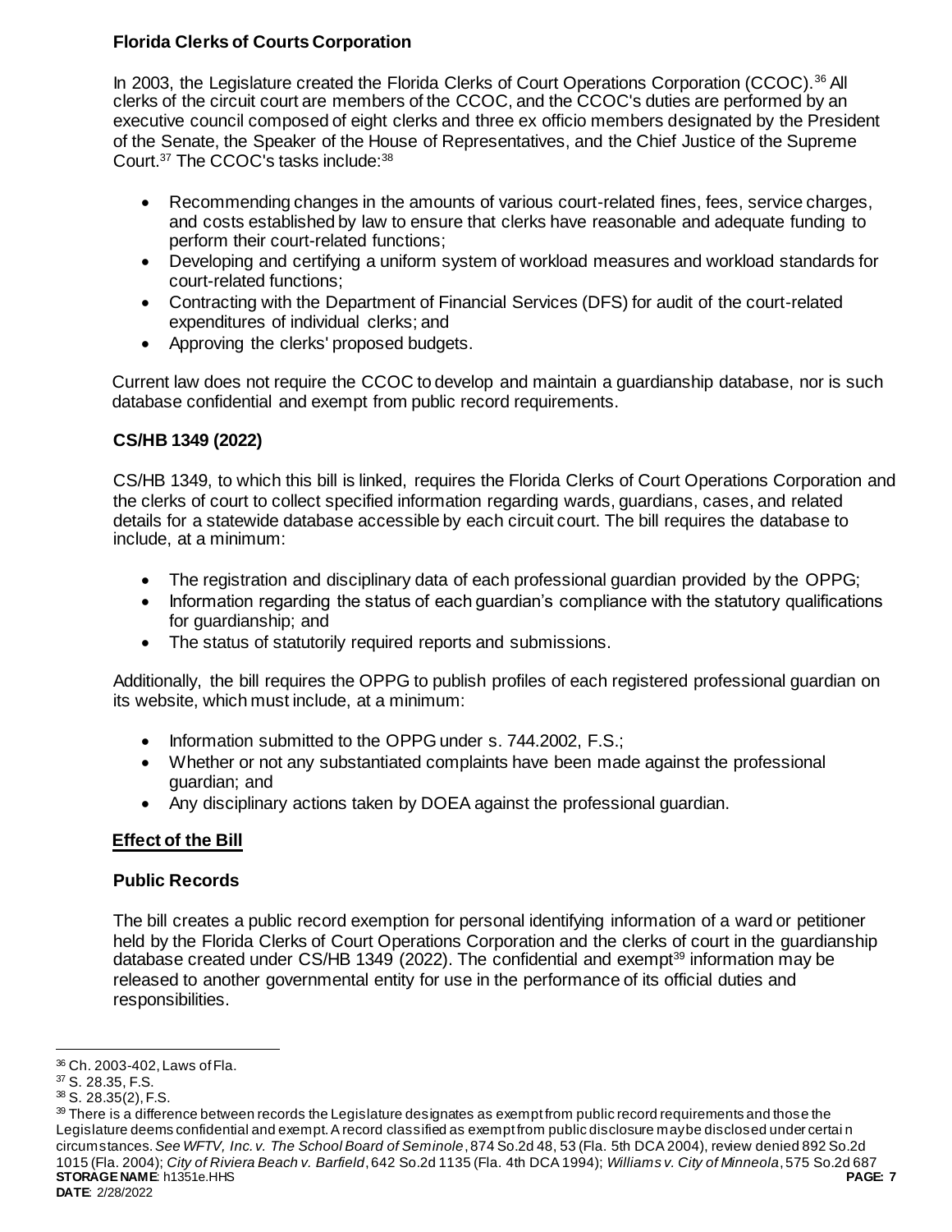### Florida Clerks of Courts Corporation

In 2003, the Legislature created the Florida Clerks of Court Operations Corporation (CCOC).[36] All clerks of the circuit court are members of the CCOC, and the CCOC's duties are performed by an executive council composed of eight clerks and three ex officio members designated by the President of the Senate, the Speaker of the House of Representatives, and the Chief Justice of the Supreme Court.[37] The CCOC's tasks include:[38]

- Recommending changes in the amounts of various court-related fines, fees, service charges, and costs established by law to ensure that clerks have reasonable and adequate funding to perform their court-related functions;
- Developing and certifying a uniform system of workload measures and workload standards for court-related functions;
- Contracting with the Department of Financial Services (DFS) for audit of the court-related expenditures of individual clerks; and
- Approving the clerks' proposed budgets.

Current law does not require the CCOC to develop and maintain a guardianship database, nor is such database confidential and exempt from public record requirements.

### CS/HB 1349 (2022)

CS/HB 1349, to which this bill is linked, requires the Florida Clerks of Court Operations Corporation and the clerks of court to collect specified information regarding wards, guardians, cases, and related details for a statewide database accessible by each circuit court. The bill requires the database to include, at a minimum:

- The registration and disciplinary data of each professional guardian provided by the OPPG;
- Information regarding the status of each guardian's compliance with the statutory qualifications for guardianship; and
- The status of statutorily required reports and submissions.

Additionally, the bill requires the OPPG to publish profiles of each registered professional guardian on its website, which must include, at a minimum:

- Information submitted to the OPPG under s. 744.2002, F.S.;
- Whether or not any substantiated complaints have been made against the professional guardian; and
- Any disciplinary actions taken by DOEA against the professional guardian.

## Effect of the Bill

### Public Records

The bill creates a public record exemption for personal identifying information of a ward or petitioner held by the Florida Clerks of Court Operations Corporation and the clerks of court in the guardianship database created under CS/HB 1349 (2022). The confidential and exempt[39] information may be released to another governmental entity for use in the performance of its official duties and responsibilities.

---

[36] Ch. 2003-402, Laws of Fla.

[37] S. 28.35, F.S.

[38] S. 28.35(2), F.S.

[39] There is a difference between records the Legislature designates as exempt from public record requirements and those the Legislature deems confidential and exempt. A record classified as exempt from public disclosure may be disclosed under certain circumstances. *See WFTV, Inc. v. The School Board of Seminole*, 874 So.2d 48, 53 (Fla. 5th DCA 2004), review denied 892 So.2d 1015 (Fla. 2004); *City of Riviera Beach v. Barfield*, 642 So.2d 1135 (Fla. 4th DCA 1994); *Williams v. City of Minneola*, 575 So.2d 687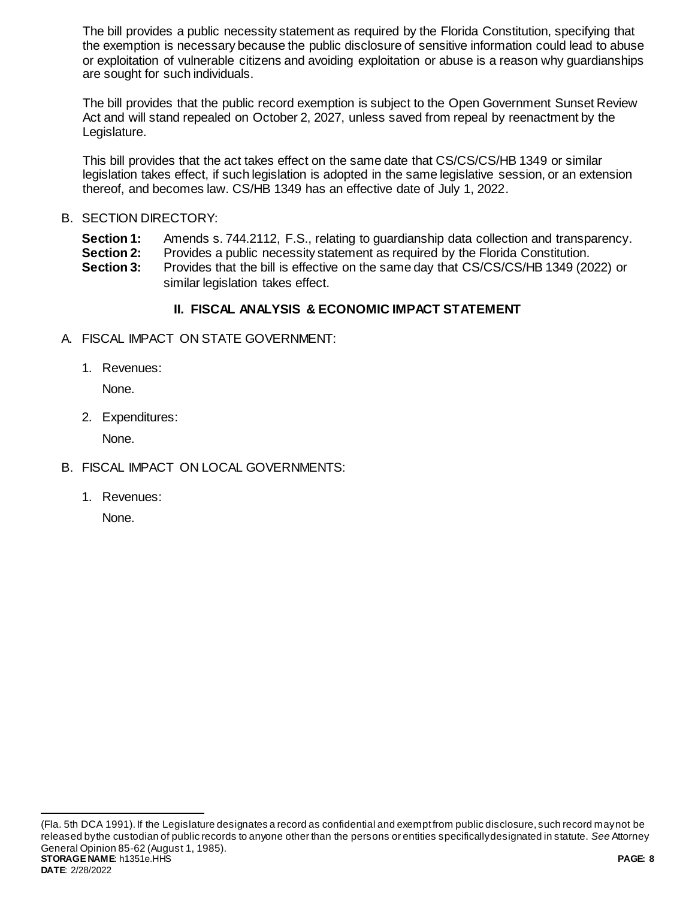The bill provides a public necessity statement as required by the Florida Constitution, specifying that the exemption is necessary because the public disclosure of sensitive information could lead to abuse or exploitation of vulnerable citizens and avoiding exploitation or abuse is a reason why guardianships are sought for such individuals.

The bill provides that the public record exemption is subject to the Open Government Sunset Review Act and will stand repealed on October 2, 2027, unless saved from repeal by reenactment by the Legislature.

This bill provides that the act takes effect on the same date that CS/CS/CS/HB 1349 or similar legislation takes effect, if such legislation is adopted in the same legislative session, or an extension thereof, and becomes law. CS/HB 1349 has an effective date of July 1, 2022.

B. SECTION DIRECTORY:

**Section 1:** Amends s. 744.2112, F.S., relating to guardianship data collection and transparency.
**Section 2:** Provides a public necessity statement as required by the Florida Constitution.
**Section 3:** Provides that the bill is effective on the same day that CS/CS/CS/HB 1349 (2022) or similar legislation takes effect.

## II. FISCAL ANALYSIS & ECONOMIC IMPACT STATEMENT

A. FISCAL IMPACT ON STATE GOVERNMENT:

1. Revenues:

   None.

2. Expenditures:

   None.

B. FISCAL IMPACT ON LOCAL GOVERNMENTS:

1. Revenues:

   None.

---

(Fla. 5th DCA 1991). If the Legislature designates a record as confidential and exempt from public disclosure, such record may not be released by the custodian of public records to anyone other than the persons or entities specifically designated in statute. *See* Attorney General Opinion 85-62 (August 1, 1985).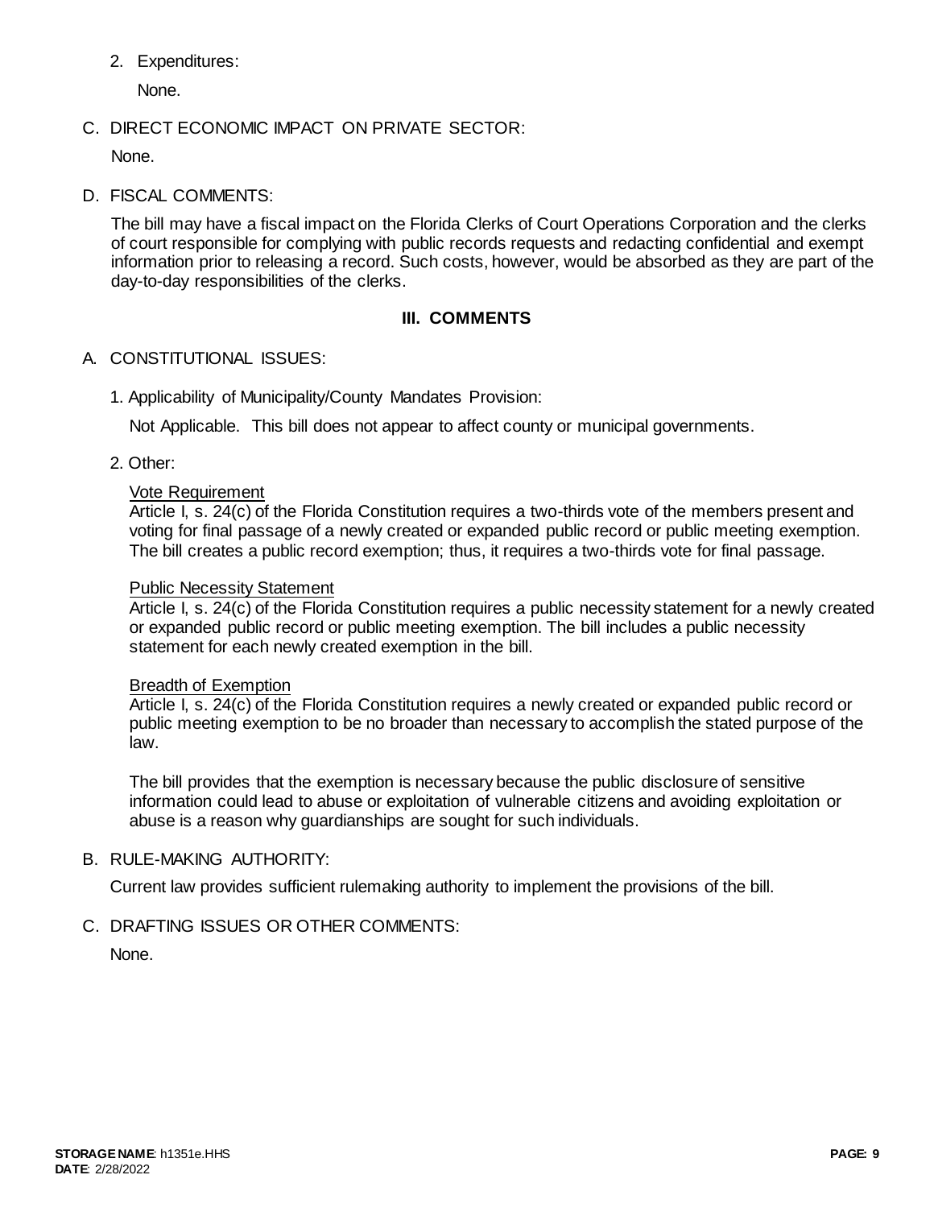2. Expenditures:

   None.

C. DIRECT ECONOMIC IMPACT ON PRIVATE SECTOR:

   None.

D. FISCAL COMMENTS:

   The bill may have a fiscal impact on the Florida Clerks of Court Operations Corporation and the clerks of court responsible for complying with public records requests and redacting confidential and exempt information prior to releasing a record. Such costs, however, would be absorbed as they are part of the day-to-day responsibilities of the clerks.

## III. COMMENTS

A. CONSTITUTIONAL ISSUES:

   1. Applicability of Municipality/County Mandates Provision:

      Not Applicable. This bill does not appear to affect county or municipal governments.

   2. Other:

      Vote Requirement
      Article I, s. 24(c) of the Florida Constitution requires a two-thirds vote of the members present and voting for final passage of a newly created or expanded public record or public meeting exemption. The bill creates a public record exemption; thus, it requires a two-thirds vote for final passage.

      Public Necessity Statement
      Article I, s. 24(c) of the Florida Constitution requires a public necessity statement for a newly created or expanded public record or public meeting exemption. The bill includes a public necessity statement for each newly created exemption in the bill.

      Breadth of Exemption
      Article I, s. 24(c) of the Florida Constitution requires a newly created or expanded public record or public meeting exemption to be no broader than necessary to accomplish the stated purpose of the law.

      The bill provides that the exemption is necessary because the public disclosure of sensitive information could lead to abuse or exploitation of vulnerable citizens and avoiding exploitation or abuse is a reason why guardianships are sought for such individuals.

B. RULE-MAKING AUTHORITY:

   Current law provides sufficient rulemaking authority to implement the provisions of the bill.

C. DRAFTING ISSUES OR OTHER COMMENTS:

   None.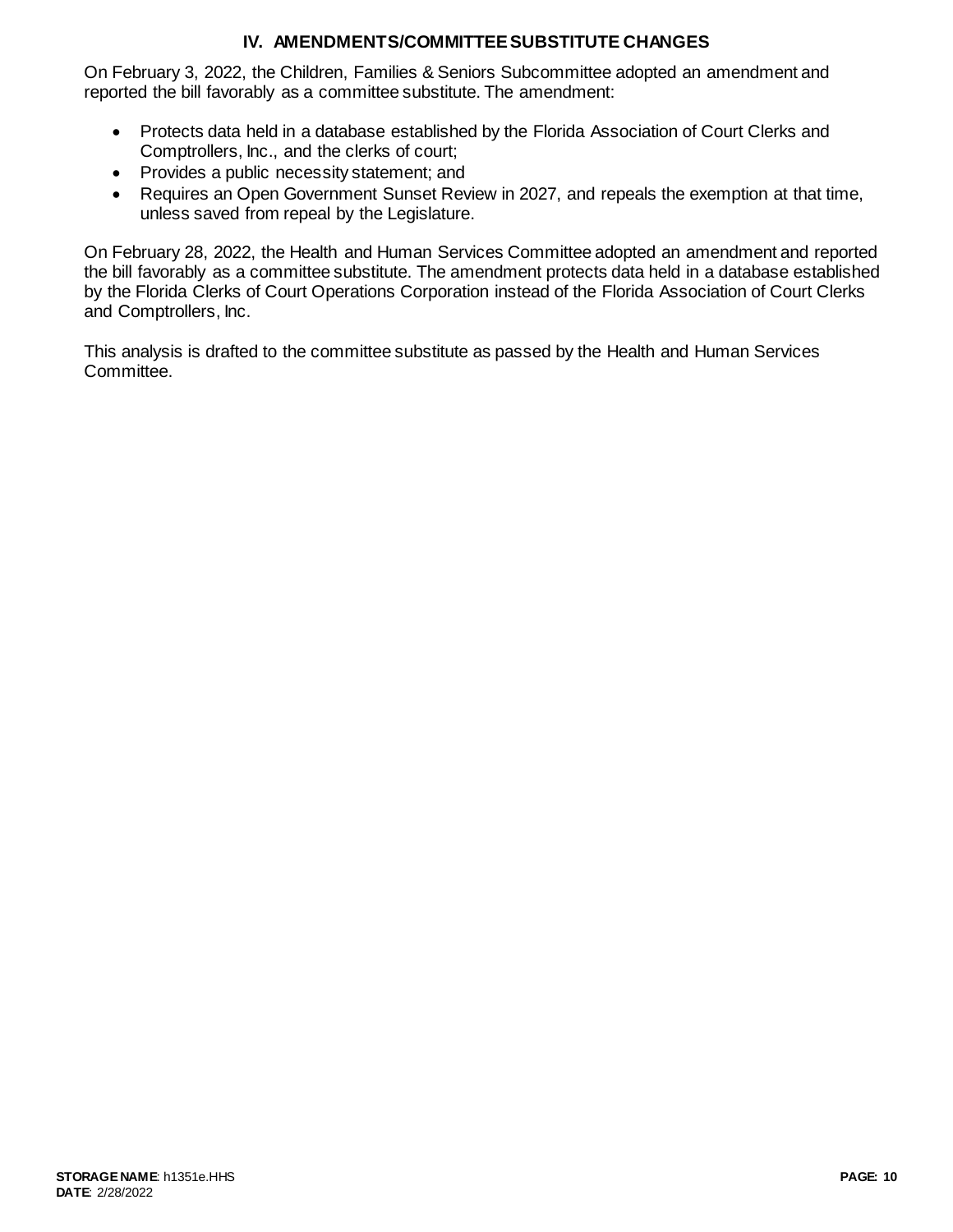## IV. AMENDMENTS/COMMITTEE SUBSTITUTE CHANGES

On February 3, 2022, the Children, Families & Seniors Subcommittee adopted an amendment and reported the bill favorably as a committee substitute. The amendment:

- Protects data held in a database established by the Florida Association of Court Clerks and Comptrollers, Inc., and the clerks of court;
- Provides a public necessity statement; and
- Requires an Open Government Sunset Review in 2027, and repeals the exemption at that time, unless saved from repeal by the Legislature.

On February 28, 2022, the Health and Human Services Committee adopted an amendment and reported the bill favorably as a committee substitute. The amendment protects data held in a database established by the Florida Clerks of Court Operations Corporation instead of the Florida Association of Court Clerks and Comptrollers, Inc.

This analysis is drafted to the committee substitute as passed by the Health and Human Services Committee.